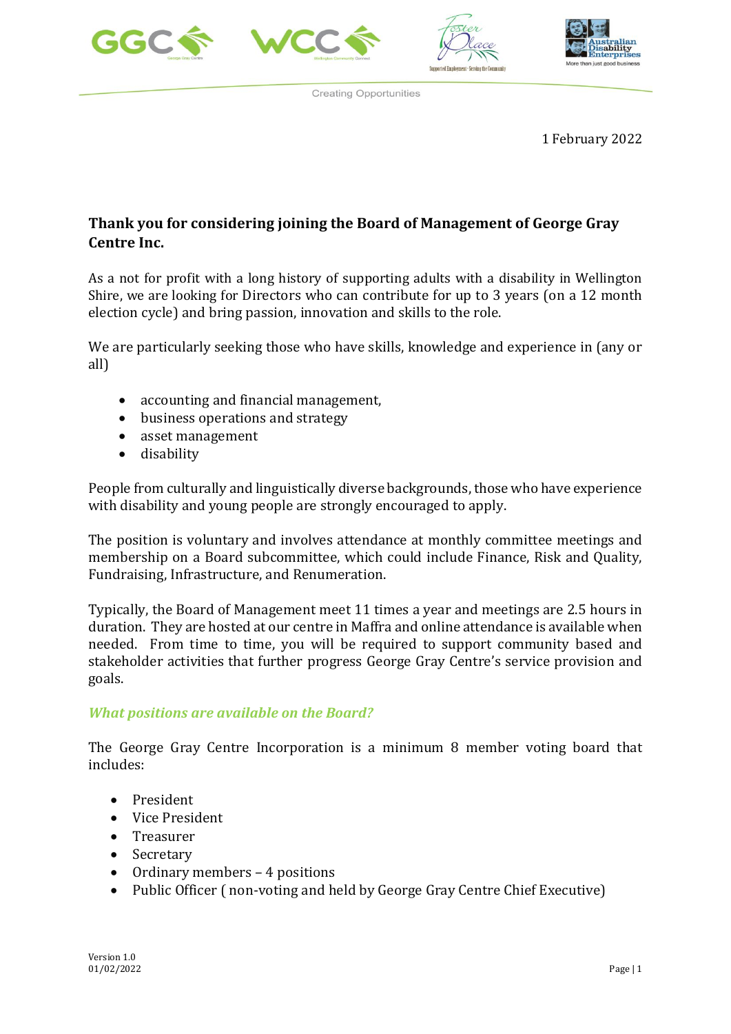Creating Opportunities

1 February 2022

**Thank you for considering joining the Board of Management of George Gray Centre Inc.**

As a not for profit with a long history of supporting adults with a disability in Wellington Shire, we are looking for Directors who can contribute for up to 3 years (on a 12 month election cycle) and bring passion, innovation and skills to the role.

We are particularly seeking those who have skills, knowledge and experience in (any or all)

- accounting and financial management,
- business operations and strategy
- asset management
- disability

People from culturally and linguistically diverse backgrounds, those who have experience with disability and young people are strongly encouraged to apply.

The position is voluntary and involves attendance at monthly committee meetings and membership on a Board subcommittee, which could include Finance, Risk and Quality, Fundraising, Infrastructure, and Renumeration.

Typically, the Board of Management meet 11 times a year and meetings are 2.5 hours in duration. They are hosted at our centre in Maffra and online attendance is available when needed. From time to time, you will be required to support community based and stakeholder activities that further progress George Gray Centre's service provision and goals.

### *What positions are available on the Board?*

The George Gray Centre Incorporation is a minimum 8 member voting board that includes:

- President
- Vice President
- Treasurer
- Secretary
- Ordinary members – 4 positions
- Public Officer ( non-voting and held by George Gray Centre Chief Executive)

Version 1.0
01/02/2022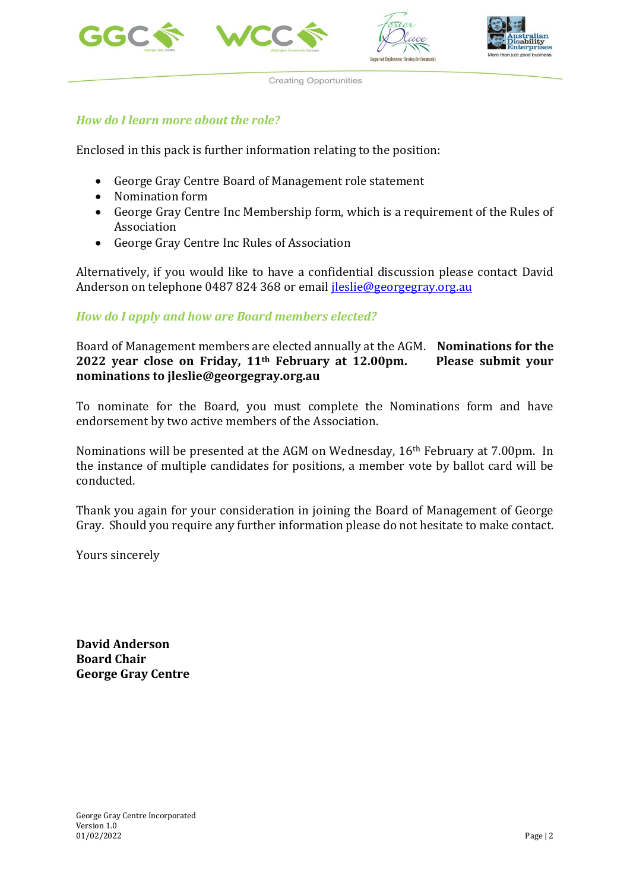### *How do I learn more about the role?*

Enclosed in this pack is further information relating to the position:

- George Gray Centre Board of Management role statement
- Nomination form
- George Gray Centre Inc Membership form, which is a requirement of the Rules of Association
- George Gray Centre Inc Rules of Association

Alternatively, if you would like to have a confidential discussion please contact David Anderson on telephone 0487 824 368 or email jleslie@georgegray.org.au

### *How do I apply and how are Board members elected?*

Board of Management members are elected annually at the AGM. **Nominations for the 2022 year close on Friday, 11th February at 12.00pm. Please submit your nominations to jleslie@georgegray.org.au**

To nominate for the Board, you must complete the Nominations form and have endorsement by two active members of the Association.

Nominations will be presented at the AGM on Wednesday, 16th February at 7.00pm. In the instance of multiple candidates for positions, a member vote by ballot card will be conducted.

Thank you again for your consideration in joining the Board of Management of George Gray. Should you require any further information please do not hesitate to make contact.

Yours sincerely

**David Anderson**
**Board Chair**
**George Gray Centre**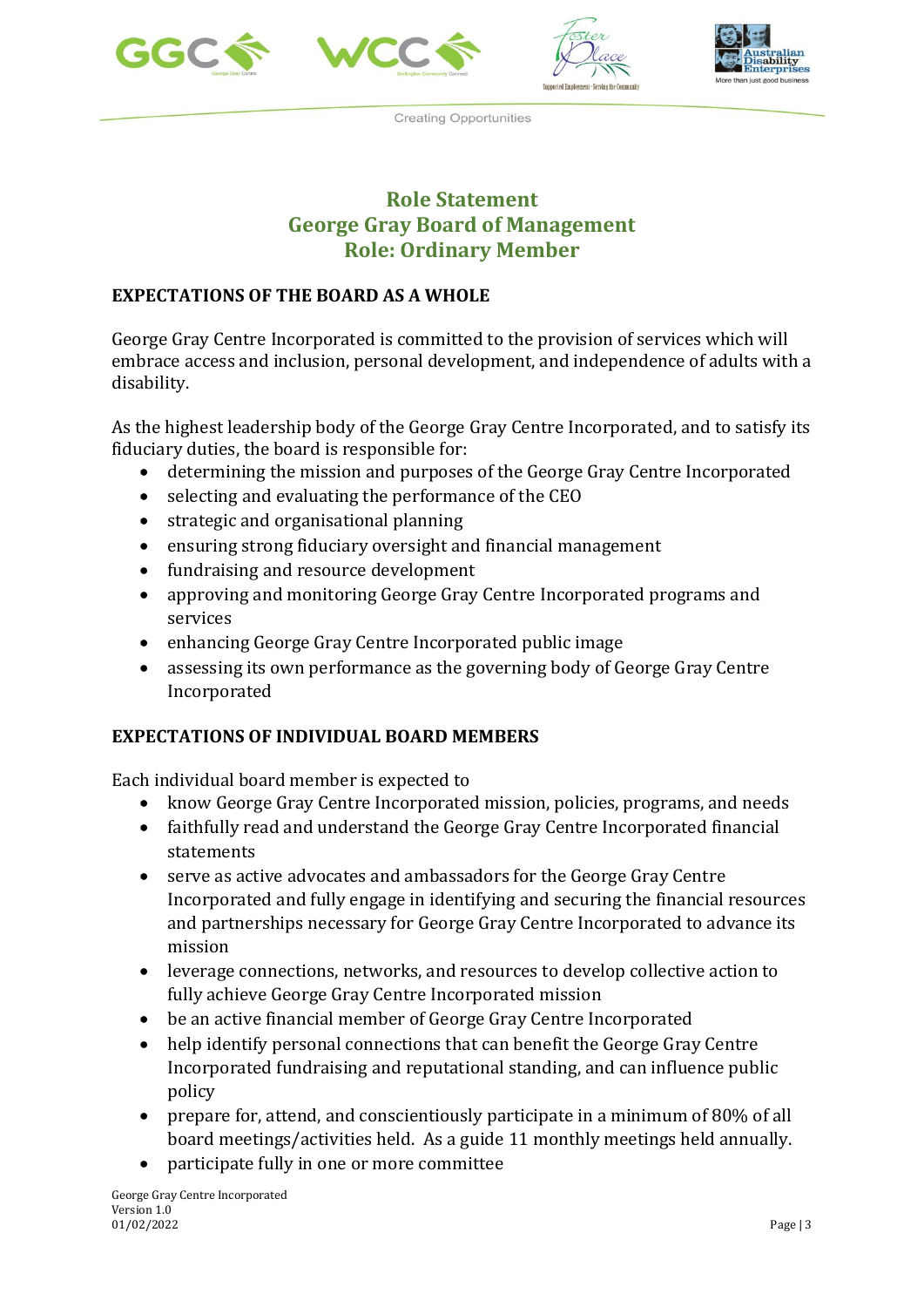# Role Statement
# George Gray Board of Management
# Role: Ordinary Member

## EXPECTATIONS OF THE BOARD AS A WHOLE

George Gray Centre Incorporated is committed to the provision of services which will embrace access and inclusion, personal development, and independence of adults with a disability.

As the highest leadership body of the George Gray Centre Incorporated, and to satisfy its fiduciary duties, the board is responsible for:

- determining the mission and purposes of the George Gray Centre Incorporated
- selecting and evaluating the performance of the CEO
- strategic and organisational planning
- ensuring strong fiduciary oversight and financial management
- fundraising and resource development
- approving and monitoring George Gray Centre Incorporated programs and services
- enhancing George Gray Centre Incorporated public image
- assessing its own performance as the governing body of George Gray Centre Incorporated

## EXPECTATIONS OF INDIVIDUAL BOARD MEMBERS

Each individual board member is expected to

- know George Gray Centre Incorporated mission, policies, programs, and needs
- faithfully read and understand the George Gray Centre Incorporated financial statements
- serve as active advocates and ambassadors for the George Gray Centre Incorporated and fully engage in identifying and securing the financial resources and partnerships necessary for George Gray Centre Incorporated to advance its mission
- leverage connections, networks, and resources to develop collective action to fully achieve George Gray Centre Incorporated mission
- be an active financial member of George Gray Centre Incorporated
- help identify personal connections that can benefit the George Gray Centre Incorporated fundraising and reputational standing, and can influence public policy
- prepare for, attend, and conscientiously participate in a minimum of 80% of all board meetings/activities held. As a guide 11 monthly meetings held annually.
- participate fully in one or more committee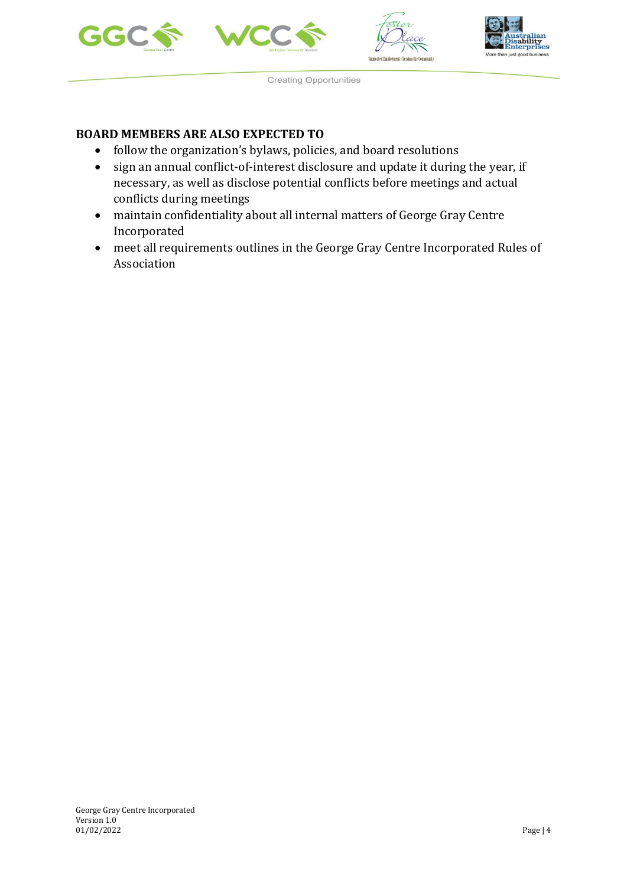**BOARD MEMBERS ARE ALSO EXPECTED TO**

- follow the organization's bylaws, policies, and board resolutions
- sign an annual conflict-of-interest disclosure and update it during the year, if necessary, as well as disclose potential conflicts before meetings and actual conflicts during meetings
- maintain confidentiality about all internal matters of George Gray Centre Incorporated
- meet all requirements outlines in the George Gray Centre Incorporated Rules of Association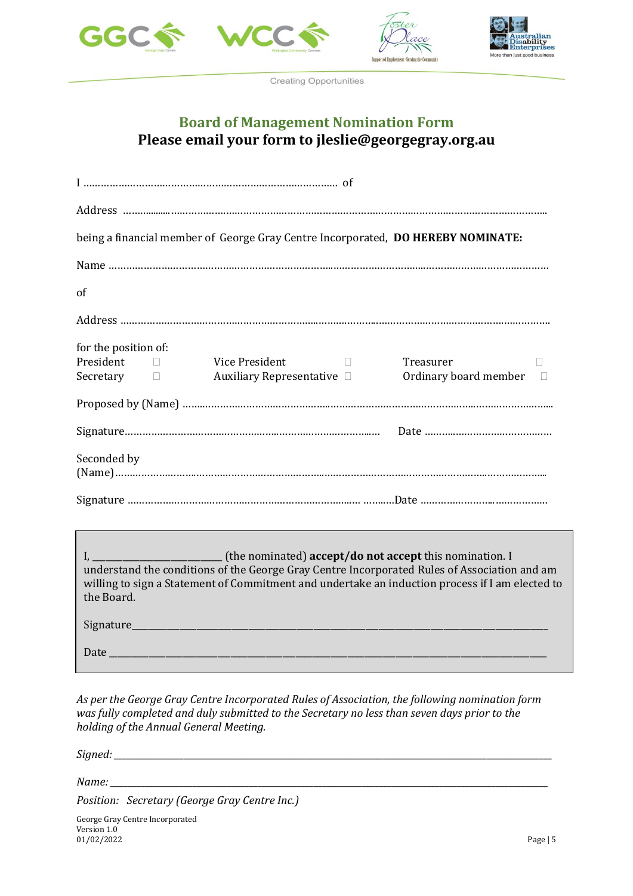GGC WCC Foster Place Australian Disability Enterprises

Creating Opportunities

## Board of Management Nomination Form

**Please email your form to jleslie@georgegray.org.au**

I …………………………………………………………………………… of

Address ……………………………………………………………………………………………………………………

being a financial member of George Gray Centre Incorporated, **DO HEREBY NOMINATE:**

Name ………………………………………………………………………………………………………………………

of

Address ……………………………………………………………………………………………………………………

for the position of:

| | | | | | |
|---|---|---|---|---|---|
| President | ☐ | Vice President | ☐ | Treasurer | ☐ |
| Secretary | ☐ | Auxiliary Representative | ☐ | Ordinary board member | ☐ |

Proposed by (Name) ……………………………………………………………………………………………………

Signature……………………………………………………………………………… Date ………………………………

Seconded by
(Name)……………………………………………………………………………………………………………………

Signature ……………………………………………………………………… ………Date ……………………………

I, _________________________ (the nominated) **accept/do not accept** this nomination. I understand the conditions of the George Gray Centre Incorporated Rules of Association and am willing to sign a Statement of Commitment and undertake an induction process if I am elected to the Board.

Signature_______________________________________________________________________________

Date ___________________________________________________________________________________

*As per the George Gray Centre Incorporated Rules of Association, the following nomination form was fully completed and duly submitted to the Secretary no less than seven days prior to the holding of the Annual General Meeting.*

*Signed:* ______________________________________________________________________________

*Name:* _______________________________________________________________________________

*Position: Secretary (George Gray Centre Inc.)*

George Gray Centre Incorporated
Version 1.0
01/02/2022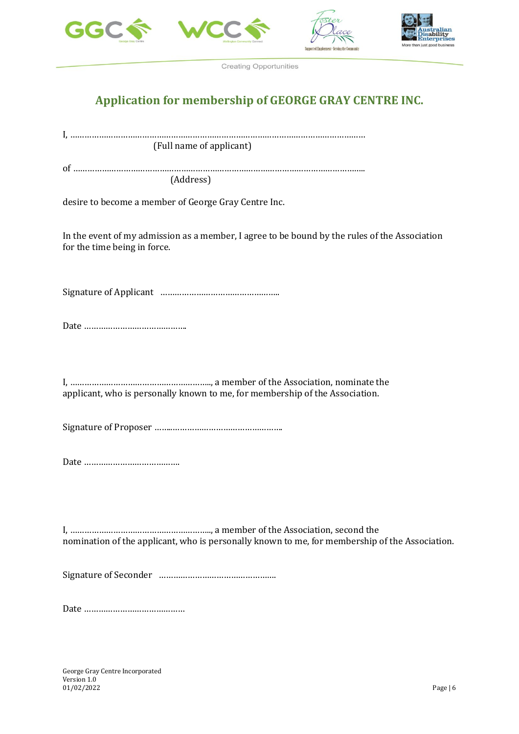## Application for membership of GEORGE GRAY CENTRE INC.

I, ………………………………………………………………………………………………………………

(Full name of applicant)

of ……………………………………………………………………………………………………………

(Address)

desire to become a member of George Gray Centre Inc.

In the event of my admission as a member, I agree to be bound by the rules of the Association for the time being in force.

Signature of Applicant ……………………………………………..

Date ……………………………………..

I, ……………………………………………………., a member of the Association, nominate the applicant, who is personally known to me, for membership of the Association.

Signature of Proposer …………………………………………………

Date …………………………………

I, ……………………………………………………., a member of the Association, second the nomination of the applicant, who is personally known to me, for membership of the Association.

Signature of Seconder …………………………………………….

Date ……………………………………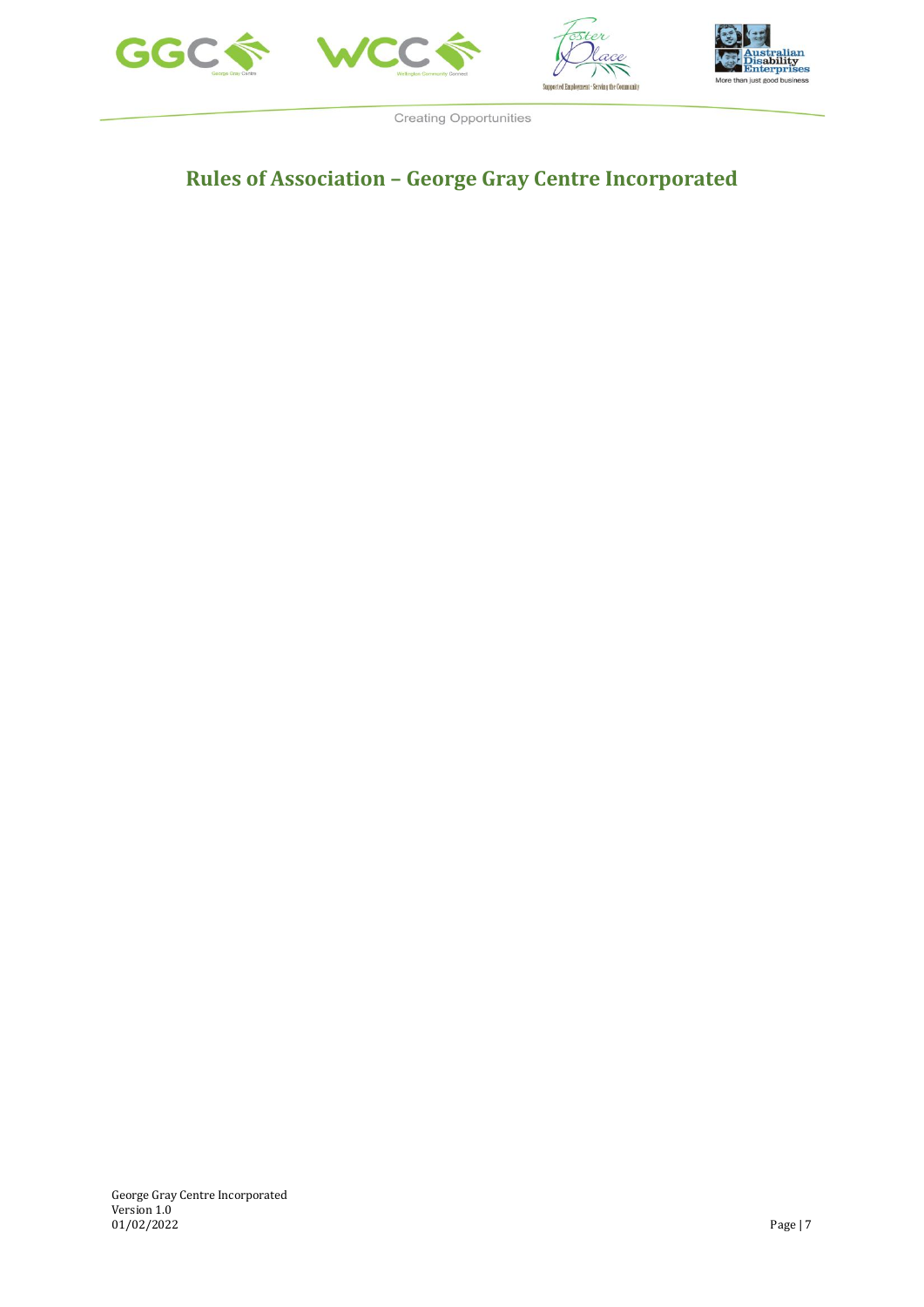## Rules of Association – George Gray Centre Incorporated